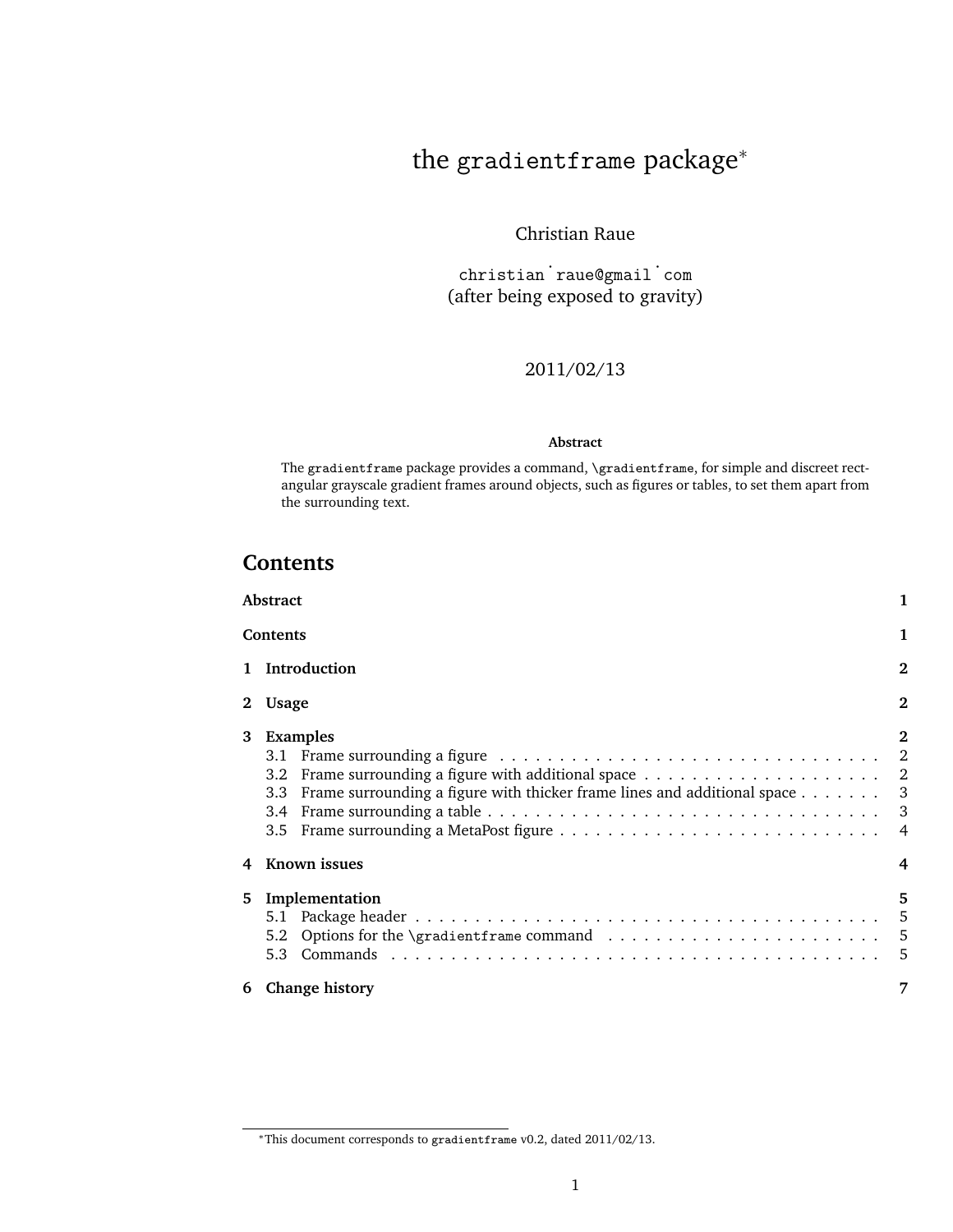# the gradientframe package*

Christian Raue

christian˙raue@gmail˙com
(after being exposed to gravity)

2011/02/13

**Abstract**

The gradientframe package provides a command, \gradientframe, for simple and discreet rectangular grayscale gradient frames around objects, such as figures or tables, to set them apart from the surrounding text.

## Contents

**Abstract** 1

**Contents** 1

**1 Introduction** 2

**2 Usage** 2

**3 Examples** 2
- 3.1 Frame surrounding a figure . . . 2
- 3.2 Frame surrounding a figure with additional space . . . 2
- 3.3 Frame surrounding a figure with thicker frame lines and additional space . . . 3
- 3.4 Frame surrounding a table . . . 3
- 3.5 Frame surrounding a MetaPost figure . . . 4

**4 Known issues** 4

**5 Implementation** 5
- 5.1 Package header . . . 5
- 5.2 Options for the \gradientframe command . . . 5
- 5.3 Commands . . . 5

**6 Change history** 7

*This document corresponds to gradientframe v0.2, dated 2011/02/13.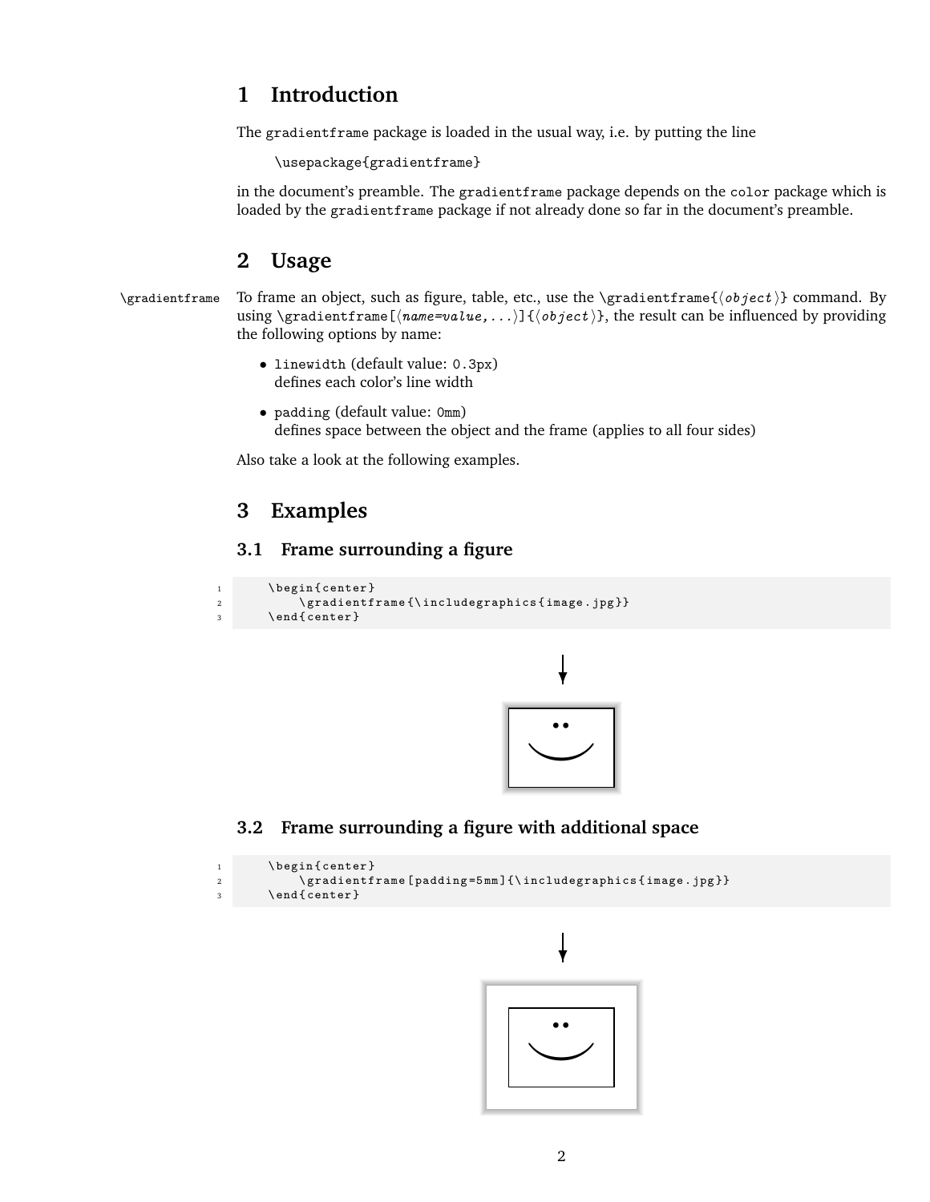# 1 Introduction

The `gradientframe` package is loaded in the usual way, i.e. by putting the line

```
\usepackage{gradientframe}
```

in the document's preamble. The `gradientframe` package depends on the `color` package which is loaded by the `gradientframe` package if not already done so far in the document's preamble.

# 2 Usage

`\gradientframe` To frame an object, such as figure, table, etc., use the `\gradientframe{⟨object⟩}` command. By using `\gradientframe[⟨name=value,...⟩]{⟨object⟩}`, the result can be influenced by providing the following options by name:

- `linewidth` (default value: `0.3px`)
  defines each color's line width
- `padding` (default value: `0mm`)
  defines space between the object and the frame (applies to all four sides)

Also take a look at the following examples.

# 3 Examples

## 3.1 Frame surrounding a figure

```
\begin{center}
    \gradientframe{\includegraphics{image.jpg}}
\end{center}
```

## 3.2 Frame surrounding a figure with additional space

```
\begin{center}
    \gradientframe[padding=5mm]{\includegraphics{image.jpg}}
\end{center}
```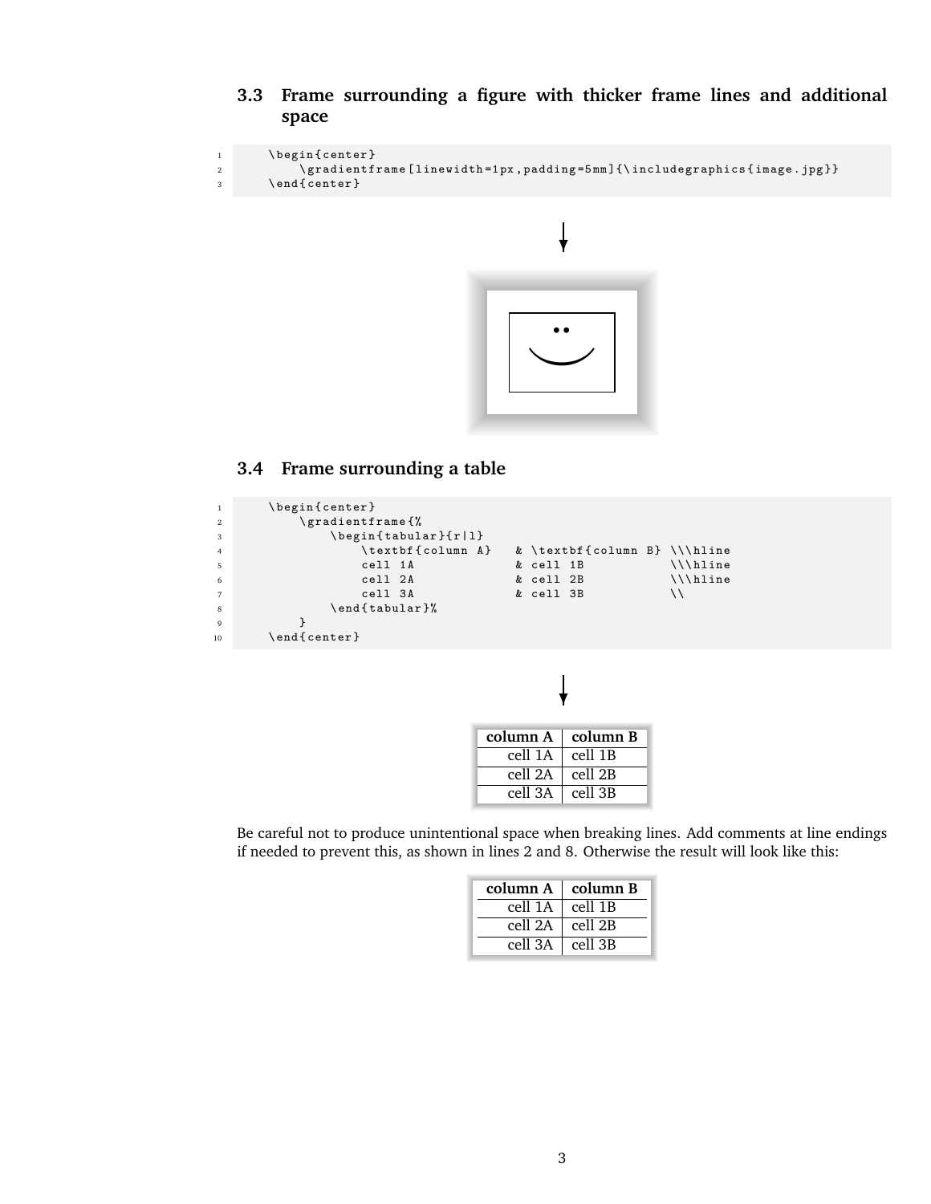### 3.3 Frame surrounding a figure with thicker frame lines and additional space

```
\begin{center}
    \gradientframe[linewidth=1px,padding=5mm]{\includegraphics{image.jpg}}
\end{center}
```

### 3.4 Frame surrounding a table

```
\begin{center}
    \gradientframe{%
        \begin{tabular}{r|l}
            \textbf{column A}   & \textbf{column B} \\\hline
            cell 1A             & cell 1B           \\\hline
            cell 2A             & cell 2B           \\\hline
            cell 3A             & cell 3B           \\
        \end{tabular}%
    }
\end{center}
```

| **column A** | **column B** |
|---:|:---|
| cell 1A | cell 1B |
| cell 2A | cell 2B |
| cell 3A | cell 3B |

Be careful not to produce unintentional space when breaking lines. Add comments at line endings if needed to prevent this, as shown in lines 2 and 8. Otherwise the result will look like this:

| **column A** | **column B** |
|---:|:---|
| cell 1A | cell 1B |
| cell 2A | cell 2B |
| cell 3A | cell 3B |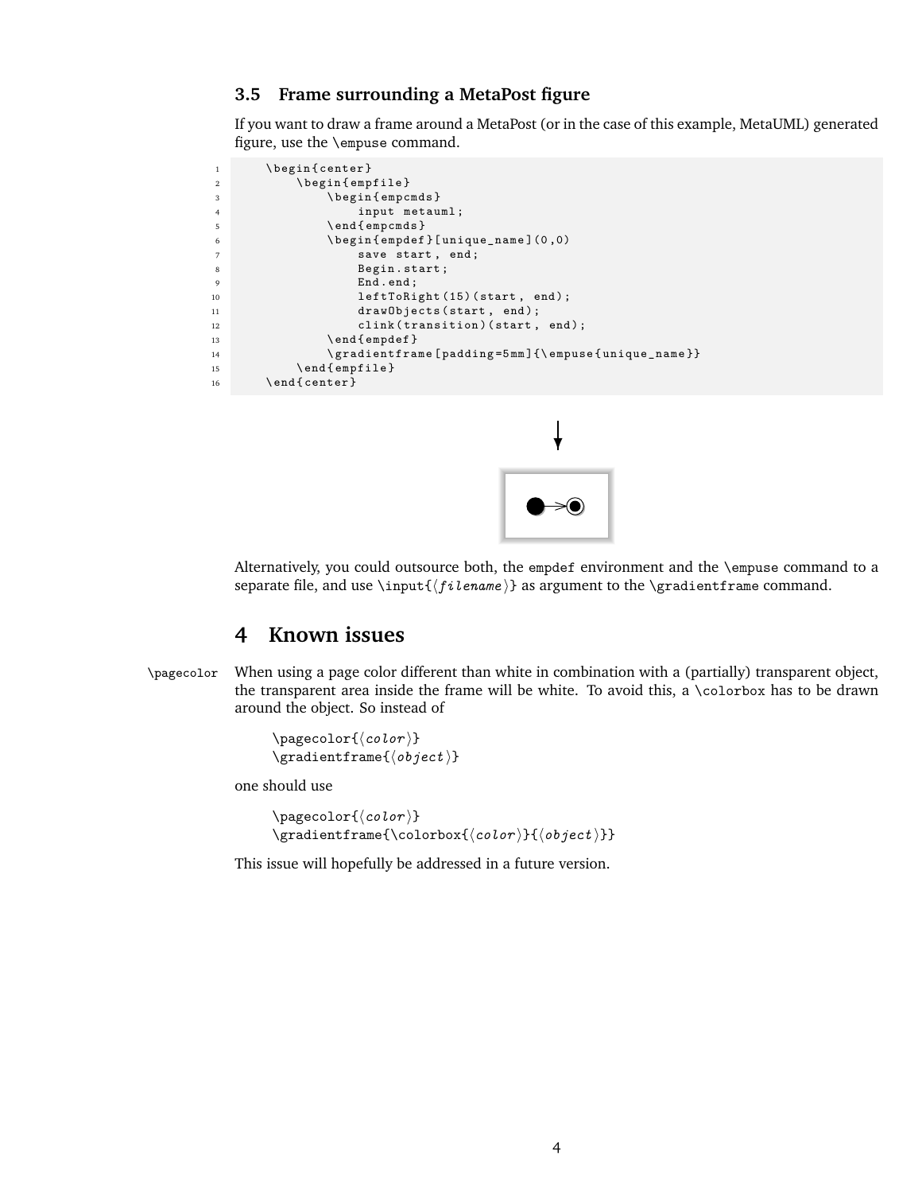### 3.5 Frame surrounding a MetaPost figure

If you want to draw a frame around a MetaPost (or in the case of this example, MetaUML) generated figure, use the `\empuse` command.

```
\begin{center}
    \begin{empfile}
        \begin{empcmds}
            input metauml;
        \end{empcmds}
        \begin{empdef}[unique_name](0,0)
            save start, end;
            Begin.start;
            End.end;
            leftToRight(15)(start, end);
            drawObjects(start, end);
            clink(transition)(start, end);
        \end{empdef}
        \gradientframe[padding=5mm]{\empuse{unique_name}}
    \end{empfile}
\end{center}
```

Alternatively, you could outsource both, the `empdef` environment and the `\empuse` command to a separate file, and use `\input{⟨filename⟩}` as argument to the `\gradientframe` command.

## 4 Known issues

`\pagecolor` When using a page color different than white in combination with a (partially) transparent object, the transparent area inside the frame will be white. To avoid this, a `\colorbox` has to be drawn around the object. So instead of

```
\pagecolor{⟨color⟩}
\gradientframe{⟨object⟩}
```

one should use

```
\pagecolor{⟨color⟩}
\gradientframe{\colorbox{⟨color⟩}{⟨object⟩}}
```

This issue will hopefully be addressed in a future version.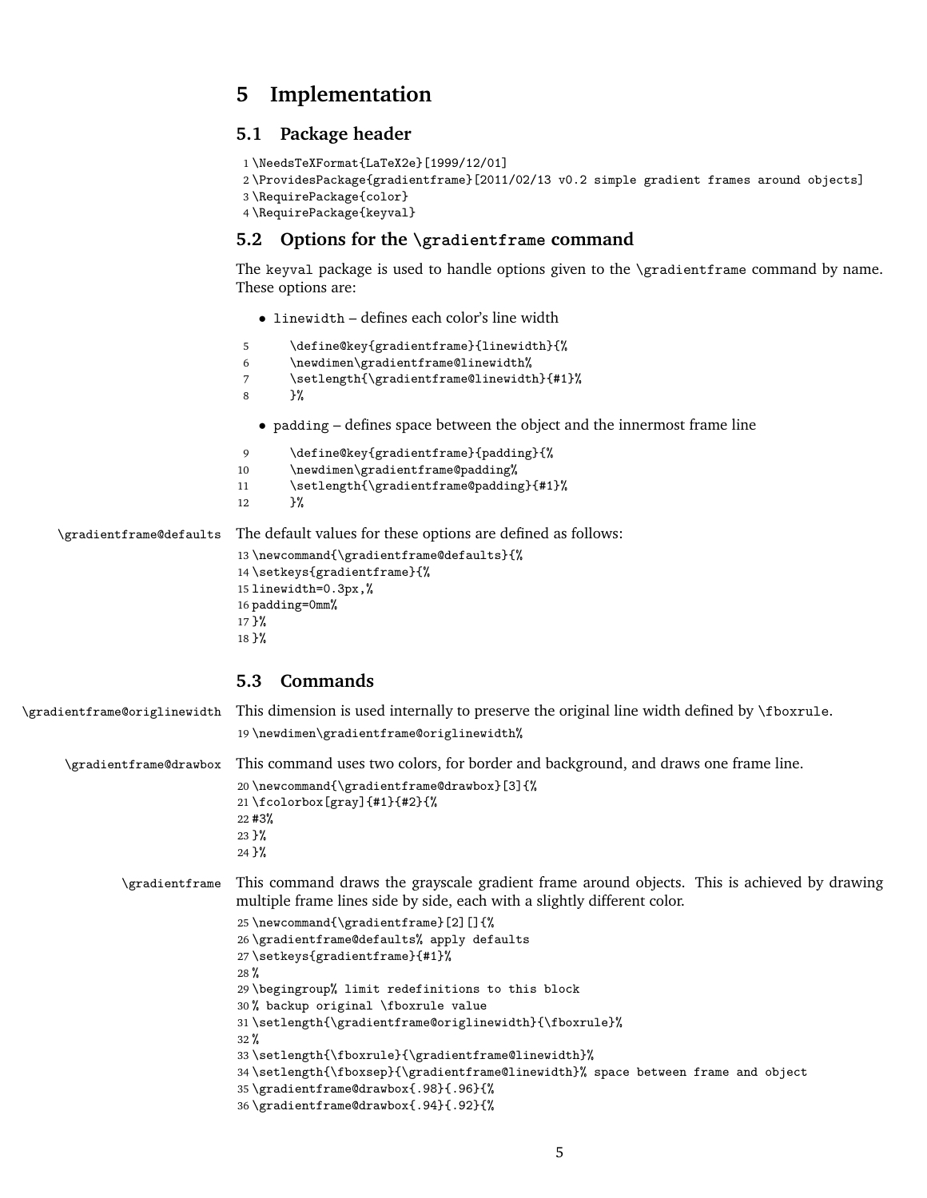# 5 Implementation

## 5.1 Package header

```
1 \NeedsTeXFormat{LaTeX2e}[1999/12/01]
2 \ProvidesPackage{gradientframe}[2011/02/13 v0.2 simple gradient frames around objects]
3 \RequirePackage{color}
4 \RequirePackage{keyval}
```

## 5.2 Options for the `\gradientframe` command

The `keyval` package is used to handle options given to the `\gradientframe` command by name. These options are:

- `linewidth` – defines each color's line width

```
5      \define@key{gradientframe}{linewidth}{%
6      \newdimen\gradientframe@linewidth%
7      \setlength{\gradientframe@linewidth}{#1}%
8      }%
```

- `padding` – defines space between the object and the innermost frame line

```
9      \define@key{gradientframe}{padding}{%
10     \newdimen\gradientframe@padding%
11     \setlength{\gradientframe@padding}{#1}%
12     }%
```

`\gradientframe@defaults` The default values for these options are defined as follows:

```
13 \newcommand{\gradientframe@defaults}{%
14 \setkeys{gradientframe}{%
15 linewidth=0.3px,%
16 padding=0mm%
17 }%
18 }%
```

## 5.3 Commands

`\gradientframe@origlinewidth` This dimension is used internally to preserve the original line width defined by `\fboxrule`.

```
19 \newdimen\gradientframe@origlinewidth%
```

`\gradientframe@drawbox` This command uses two colors, for border and background, and draws one frame line.

```
20 \newcommand{\gradientframe@drawbox}[3]{%
21 \fcolorbox[gray]{#1}{#2}{%
22 #3%
23 }%
24 }%
```

`\gradientframe` This command draws the grayscale gradient frame around objects. This is achieved by drawing multiple frame lines side by side, each with a slightly different color.

```
25 \newcommand{\gradientframe}[2][]{%
26 \gradientframe@defaults% apply defaults
27 \setkeys{gradientframe}{#1}%
28 %
29 \begingroup% limit redefinitions to this block
30 % backup original \fboxrule value
31 \setlength{\gradientframe@origlinewidth}{\fboxrule}%
32 %
33 \setlength{\fboxrule}{\gradientframe@linewidth}%
34 \setlength{\fboxsep}{\gradientframe@linewidth}% space between frame and object
35 \gradientframe@drawbox{.98}{.96}{%
36 \gradientframe@drawbox{.94}{.92}{%
```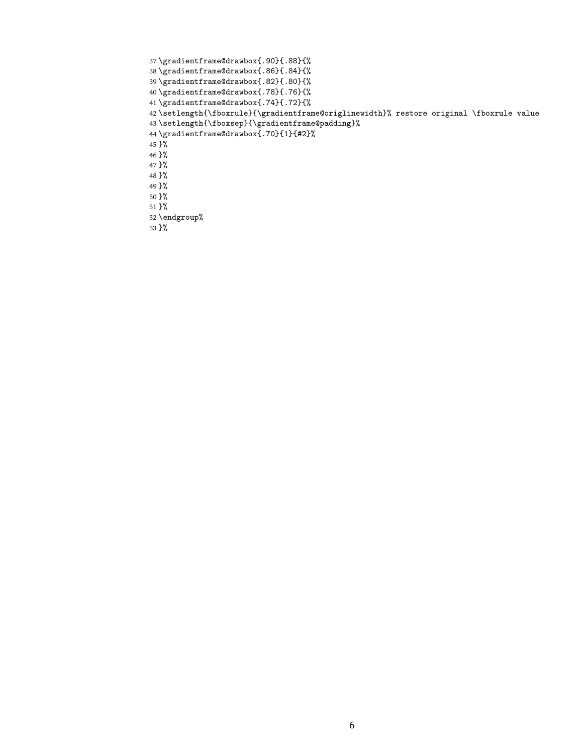```
37 \gradientframe@drawbox{.90}{.88}{%
38 \gradientframe@drawbox{.86}{.84}{%
39 \gradientframe@drawbox{.82}{.80}{%
40 \gradientframe@drawbox{.78}{.76}{%
41 \gradientframe@drawbox{.74}{.72}{%
42 \setlength{\fboxrule}{\gradientframe@origlinewidth}% restore original \fboxrule value
43 \setlength{\fboxsep}{\gradientframe@padding}%
44 \gradientframe@drawbox{.70}{1}{#2}%
45 }%
46 }%
47 }%
48 }%
49 }%
50 }%
51 }%
52 \endgroup%
53 }%
```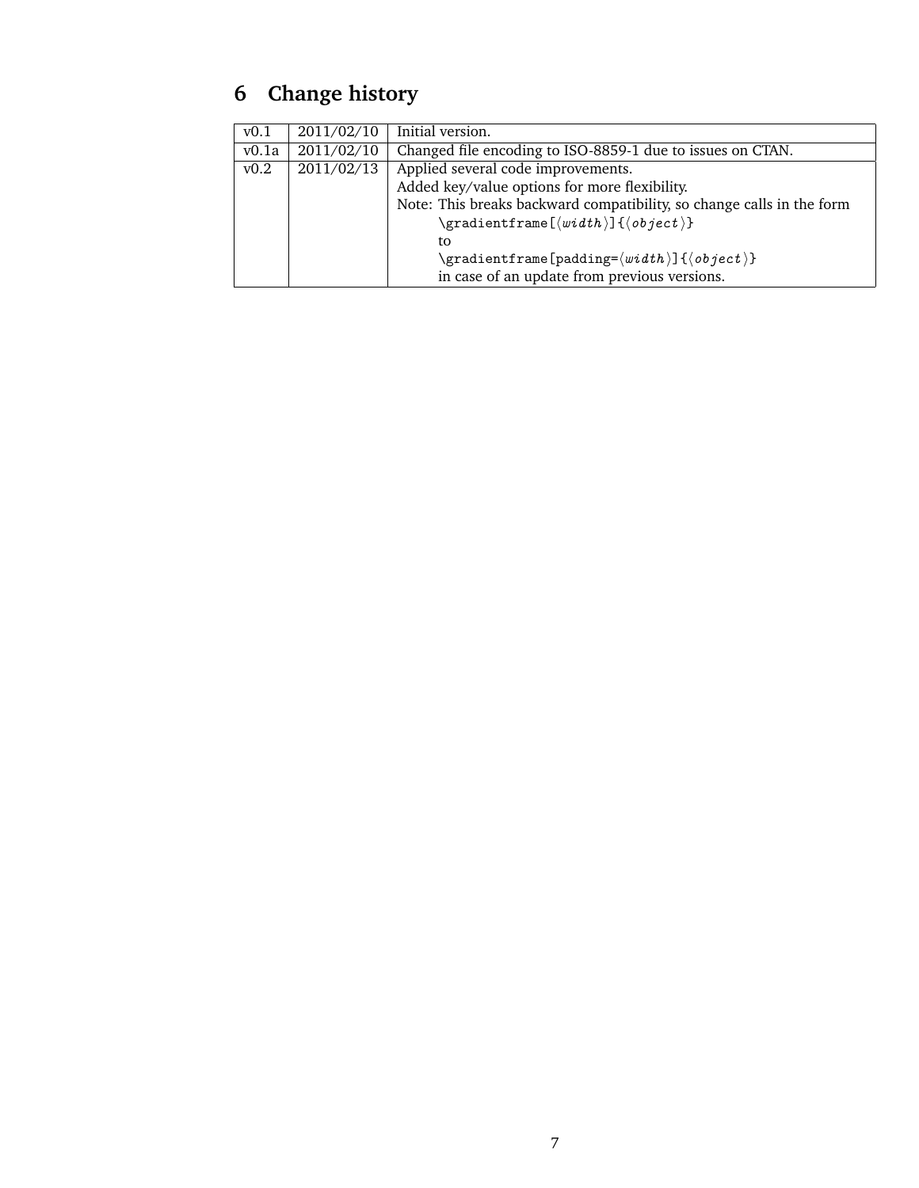# 6 Change history

| | | |
|---|---|---|
| v0.1 | 2011/02/10 | Initial version. |
| v0.1a | 2011/02/10 | Changed file encoding to ISO-8859-1 due to issues on CTAN. |
| v0.2 | 2011/02/13 | Applied several code improvements.<br>Added key/value options for more flexibility.<br>Note: This breaks backward compatibility, so change calls in the form<br>`\gradientframe[⟨width⟩]{⟨object⟩}`<br>to<br>`\gradientframe[padding=⟨width⟩]{⟨object⟩}`<br>in case of an update from previous versions. |